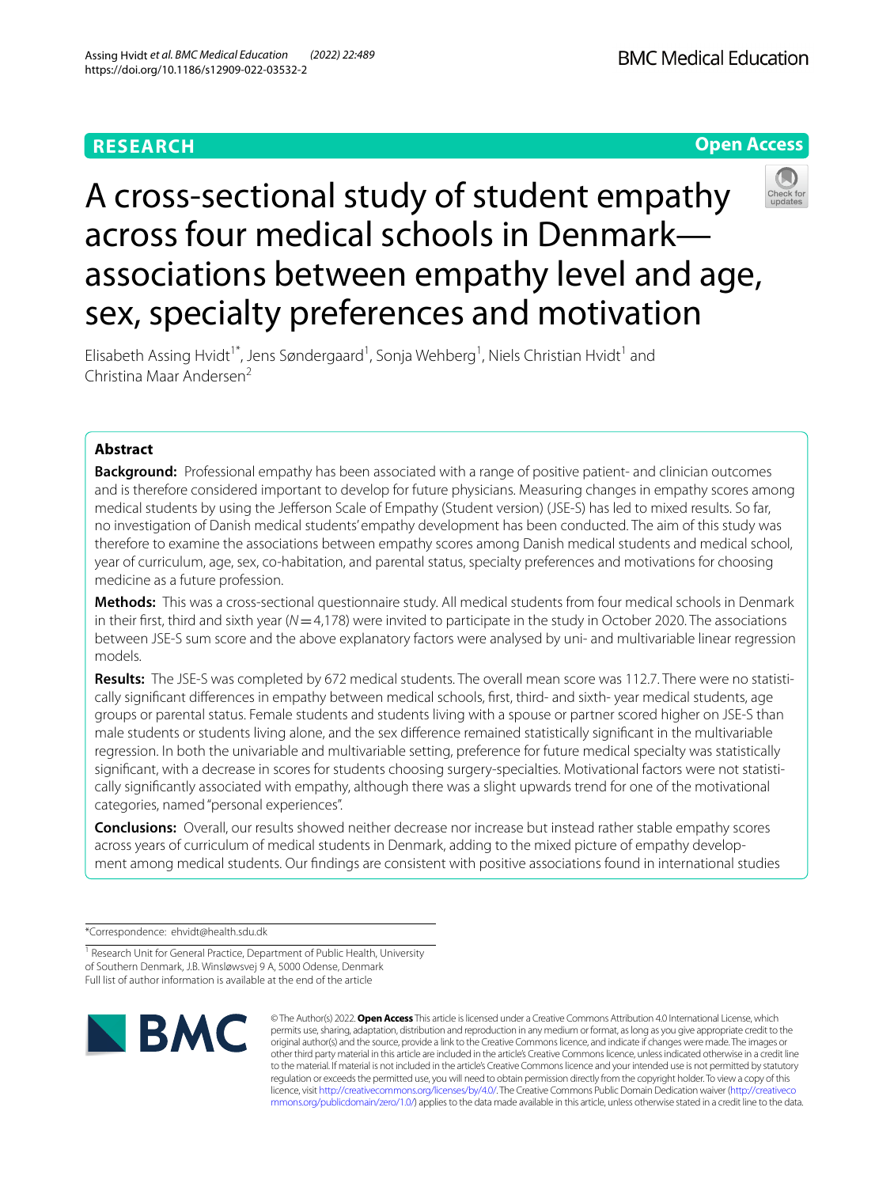RESEARCH

Open Access

# A cross-sectional study of student empathy across four medical schools in Denmark—associations between empathy level and age, sex, specialty preferences and motivation

Elisabeth Assing Hvidt[1*], Jens Søndergaard[1], Sonja Wehberg[1], Niels Christian Hvidt[1] and Christina Maar Andersen[2]

## Abstract

**Background:** Professional empathy has been associated with a range of positive patient- and clinician outcomes and is therefore considered important to develop for future physicians. Measuring changes in empathy scores among medical students by using the Jefferson Scale of Empathy (Student version) (JSE-S) has led to mixed results. So far, no investigation of Danish medical students' empathy development has been conducted. The aim of this study was therefore to examine the associations between empathy scores among Danish medical students and medical school, year of curriculum, age, sex, co-habitation, and parental status, specialty preferences and motivations for choosing medicine as a future profession.

**Methods:** This was a cross-sectional questionnaire study. All medical students from four medical schools in Denmark in their first, third and sixth year ($N=4,178$) were invited to participate in the study in October 2020. The associations between JSE-S sum score and the above explanatory factors were analysed by uni- and multivariable linear regression models.

**Results:** The JSE-S was completed by 672 medical students. The overall mean score was 112.7. There were no statistically significant differences in empathy between medical schools, first, third- and sixth- year medical students, age groups or parental status. Female students and students living with a spouse or partner scored higher on JSE-S than male students or students living alone, and the sex difference remained statistically significant in the multivariable regression. In both the univariable and multivariable setting, preference for future medical specialty was statistically significant, with a decrease in scores for students choosing surgery-specialties. Motivational factors were not statistically significantly associated with empathy, although there was a slight upwards trend for one of the motivational categories, named "personal experiences".

**Conclusions:** Overall, our results showed neither decrease nor increase but instead rather stable empathy scores across years of curriculum of medical students in Denmark, adding to the mixed picture of empathy development among medical students. Our findings are consistent with positive associations found in international studies

*Correspondence: ehvidt@health.sdu.dk

[1] Research Unit for General Practice, Department of Public Health, University of Southern Denmark, J.B. Winsløwsvej 9 A, 5000 Odense, Denmark
Full list of author information is available at the end of the article

© The Author(s) 2022. **Open Access** This article is licensed under a Creative Commons Attribution 4.0 International License, which permits use, sharing, adaptation, distribution and reproduction in any medium or format, as long as you give appropriate credit to the original author(s) and the source, provide a link to the Creative Commons licence, and indicate if changes were made. The images or other third party material in this article are included in the article's Creative Commons licence, unless indicated otherwise in a credit line to the material. If material is not included in the article's Creative Commons licence and your intended use is not permitted by statutory regulation or exceeds the permitted use, you will need to obtain permission directly from the copyright holder. To view a copy of this licence, visit http://creativecommons.org/licenses/by/4.0/. The Creative Commons Public Domain Dedication waiver (http://creativecommons.org/publicdomain/zero/1.0/) applies to the data made available in this article, unless otherwise stated in a credit line to the data.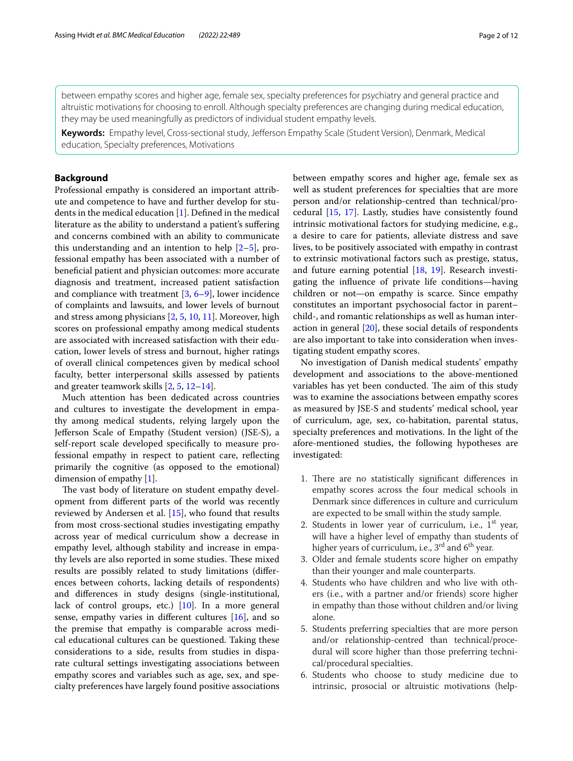between empathy scores and higher age, female sex, specialty preferences for psychiatry and general practice and altruistic motivations for choosing to enroll. Although specialty preferences are changing during medical education, they may be used meaningfully as predictors of individual student empathy levels.

**Keywords:** Empathy level, Cross-sectional study, Jefferson Empathy Scale (Student Version), Denmark, Medical education, Specialty preferences, Motivations

## Background

Professional empathy is considered an important attribute and competence to have and further develop for students in the medical education [1]. Defined in the medical literature as the ability to understand a patient's suffering and concerns combined with an ability to communicate this understanding and an intention to help [2–5], professional empathy has been associated with a number of beneficial patient and physician outcomes: more accurate diagnosis and treatment, increased patient satisfaction and compliance with treatment [3, 6–9], lower incidence of complaints and lawsuits, and lower levels of burnout and stress among physicians [2, 5, 10, 11]. Moreover, high scores on professional empathy among medical students are associated with increased satisfaction with their education, lower levels of stress and burnout, higher ratings of overall clinical competences given by medical school faculty, better interpersonal skills assessed by patients and greater teamwork skills [2, 5, 12–14].

Much attention has been dedicated across countries and cultures to investigate the development in empathy among medical students, relying largely upon the Jefferson Scale of Empathy (Student version) (JSE-S), a self-report scale developed specifically to measure professional empathy in respect to patient care, reflecting primarily the cognitive (as opposed to the emotional) dimension of empathy [1].

The vast body of literature on student empathy development from different parts of the world was recently reviewed by Andersen et al. [15], who found that results from most cross-sectional studies investigating empathy across year of medical curriculum show a decrease in empathy level, although stability and increase in empathy levels are also reported in some studies. These mixed results are possibly related to study limitations (differences between cohorts, lacking details of respondents) and differences in study designs (single-institutional, lack of control groups, etc.) [10]. In a more general sense, empathy varies in different cultures [16], and so the premise that empathy is comparable across medical educational cultures can be questioned. Taking these considerations to a side, results from studies in disparate cultural settings investigating associations between empathy scores and variables such as age, sex, and specialty preferences have largely found positive associations between empathy scores and higher age, female sex as well as student preferences for specialties that are more person and/or relationship-centred than technical/procedural [15, 17]. Lastly, studies have consistently found intrinsic motivational factors for studying medicine, e.g., a desire to care for patients, alleviate distress and save lives, to be positively associated with empathy in contrast to extrinsic motivational factors such as prestige, status, and future earning potential [18, 19]. Research investigating the influence of private life conditions—having children or not—on empathy is scarce. Since empathy constitutes an important psychosocial factor in parent–child-, and romantic relationships as well as human interaction in general [20], these social details of respondents are also important to take into consideration when investigating student empathy scores.

No investigation of Danish medical students' empathy development and associations to the above-mentioned variables has yet been conducted. The aim of this study was to examine the associations between empathy scores as measured by JSE-S and students' medical school, year of curriculum, age, sex, co-habitation, parental status, specialty preferences and motivations. In the light of the afore-mentioned studies, the following hypotheses are investigated:

1. There are no statistically significant differences in empathy scores across the four medical schools in Denmark since differences in culture and curriculum are expected to be small within the study sample.
2. Students in lower year of curriculum, i.e., 1st year, will have a higher level of empathy than students of higher years of curriculum, i.e., 3rd and 6th year.
3. Older and female students score higher on empathy than their younger and male counterparts.
4. Students who have children and who live with others (i.e., with a partner and/or friends) score higher in empathy than those without children and/or living alone.
5. Students preferring specialties that are more person and/or relationship-centred than technical/procedural will score higher than those preferring technical/procedural specialties.
6. Students who choose to study medicine due to intrinsic, prosocial or altruistic motivations (help-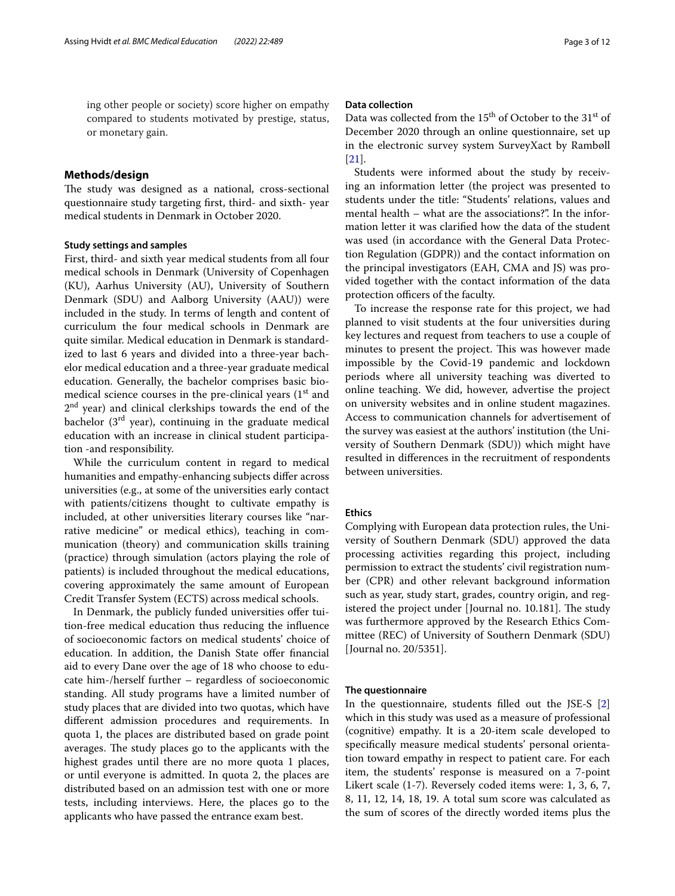ing other people or society) score higher on empathy compared to students motivated by prestige, status, or monetary gain.

## Methods/design

The study was designed as a national, cross-sectional questionnaire study targeting first, third- and sixth- year medical students in Denmark in October 2020.

### Study settings and samples

First, third- and sixth year medical students from all four medical schools in Denmark (University of Copenhagen (KU), Aarhus University (AU), University of Southern Denmark (SDU) and Aalborg University (AAU)) were included in the study. In terms of length and content of curriculum the four medical schools in Denmark are quite similar. Medical education in Denmark is standardized to last 6 years and divided into a three-year bachelor medical education and a three-year graduate medical education. Generally, the bachelor comprises basic biomedical science courses in the pre-clinical years (1st and 2nd year) and clinical clerkships towards the end of the bachelor (3rd year), continuing in the graduate medical education with an increase in clinical student participation -and responsibility.

While the curriculum content in regard to medical humanities and empathy-enhancing subjects differ across universities (e.g., at some of the universities early contact with patients/citizens thought to cultivate empathy is included, at other universities literary courses like "narrative medicine" or medical ethics), teaching in communication (theory) and communication skills training (practice) through simulation (actors playing the role of patients) is included throughout the medical educations, covering approximately the same amount of European Credit Transfer System (ECTS) across medical schools.

In Denmark, the publicly funded universities offer tuition-free medical education thus reducing the influence of socioeconomic factors on medical students' choice of education. In addition, the Danish State offer financial aid to every Dane over the age of 18 who choose to educate him-/herself further – regardless of socioeconomic standing. All study programs have a limited number of study places that are divided into two quotas, which have different admission procedures and requirements. In quota 1, the places are distributed based on grade point averages. The study places go to the applicants with the highest grades until there are no more quota 1 places, or until everyone is admitted. In quota 2, the places are distributed based on an admission test with one or more tests, including interviews. Here, the places go to the applicants who have passed the entrance exam best.

### Data collection

Data was collected from the 15th of October to the 31st of December 2020 through an online questionnaire, set up in the electronic survey system SurveyXact by Rambøll [21].

Students were informed about the study by receiving an information letter (the project was presented to students under the title: "Students' relations, values and mental health – what are the associations?". In the information letter it was clarified how the data of the student was used (in accordance with the General Data Protection Regulation (GDPR)) and the contact information on the principal investigators (EAH, CMA and JS) was provided together with the contact information of the data protection officers of the faculty.

To increase the response rate for this project, we had planned to visit students at the four universities during key lectures and request from teachers to use a couple of minutes to present the project. This was however made impossible by the Covid-19 pandemic and lockdown periods where all university teaching was diverted to online teaching. We did, however, advertise the project on university websites and in online student magazines. Access to communication channels for advertisement of the survey was easiest at the authors' institution (the University of Southern Denmark (SDU)) which might have resulted in differences in the recruitment of respondents between universities.

### Ethics

Complying with European data protection rules, the University of Southern Denmark (SDU) approved the data processing activities regarding this project, including permission to extract the students' civil registration number (CPR) and other relevant background information such as year, study start, grades, country origin, and registered the project under [Journal no. 10.181]. The study was furthermore approved by the Research Ethics Committee (REC) of University of Southern Denmark (SDU) [Journal no. 20/5351].

### The questionnaire

In the questionnaire, students filled out the JSE-S [2] which in this study was used as a measure of professional (cognitive) empathy. It is a 20-item scale developed to specifically measure medical students' personal orientation toward empathy in respect to patient care. For each item, the students' response is measured on a 7-point Likert scale (1-7). Reversely coded items were: 1, 3, 6, 7, 8, 11, 12, 14, 18, 19. A total sum score was calculated as the sum of scores of the directly worded items plus the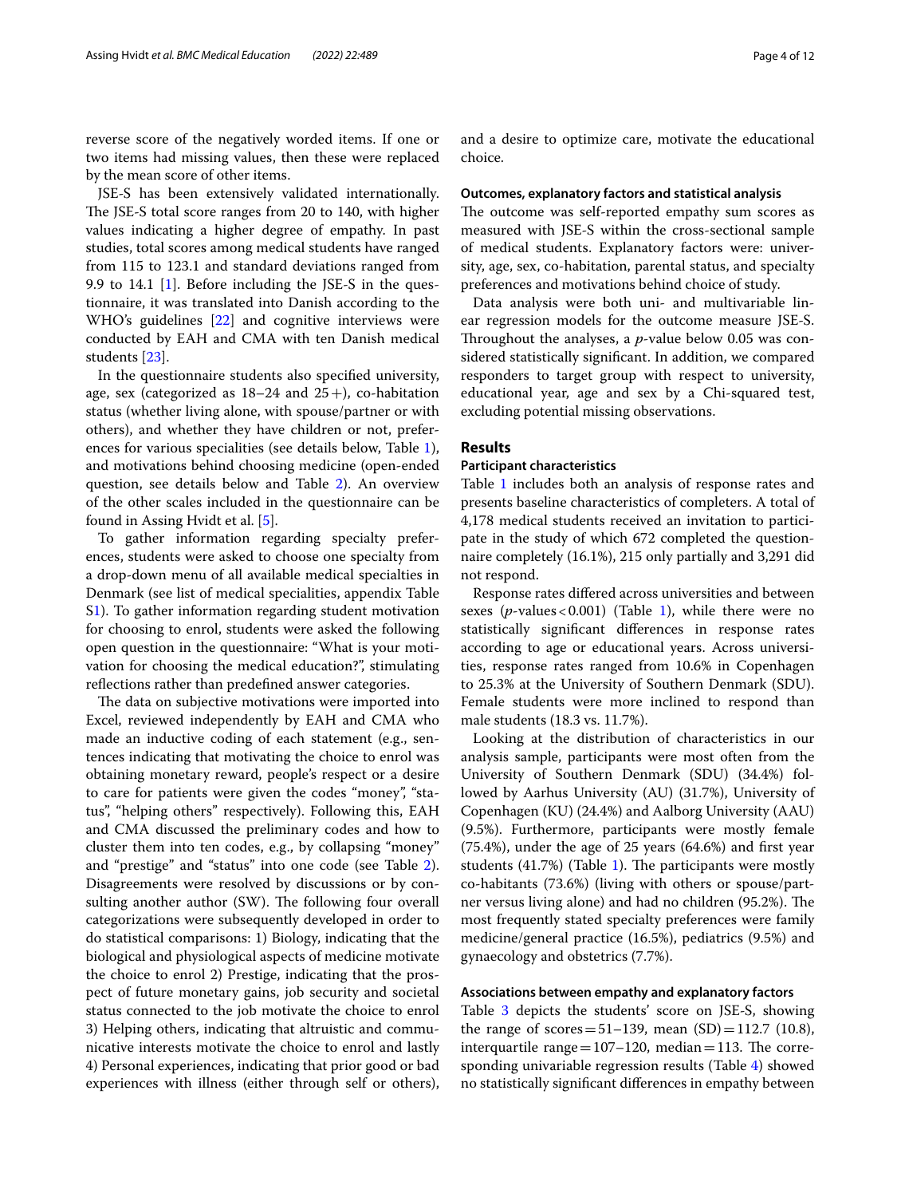reverse score of the negatively worded items. If one or two items had missing values, then these were replaced by the mean score of other items.

JSE-S has been extensively validated internationally. The JSE-S total score ranges from 20 to 140, with higher values indicating a higher degree of empathy. In past studies, total scores among medical students have ranged from 115 to 123.1 and standard deviations ranged from 9.9 to 14.1 [1]. Before including the JSE-S in the questionnaire, it was translated into Danish according to the WHO's guidelines [22] and cognitive interviews were conducted by EAH and CMA with ten Danish medical students [23].

In the questionnaire students also specified university, age, sex (categorized as 18–24 and 25+), co-habitation status (whether living alone, with spouse/partner or with others), and whether they have children or not, preferences for various specialities (see details below, Table 1), and motivations behind choosing medicine (open-ended question, see details below and Table 2). An overview of the other scales included in the questionnaire can be found in Assing Hvidt et al. [5].

To gather information regarding specialty preferences, students were asked to choose one specialty from a drop-down menu of all available medical specialties in Denmark (see list of medical specialities, appendix Table S1). To gather information regarding student motivation for choosing to enrol, students were asked the following open question in the questionnaire: "What is your motivation for choosing the medical education?", stimulating reflections rather than predefined answer categories.

The data on subjective motivations were imported into Excel, reviewed independently by EAH and CMA who made an inductive coding of each statement (e.g., sentences indicating that motivating the choice to enrol was obtaining monetary reward, people's respect or a desire to care for patients were given the codes "money", "status", "helping others" respectively). Following this, EAH and CMA discussed the preliminary codes and how to cluster them into ten codes, e.g., by collapsing "money" and "prestige" and "status" into one code (see Table 2). Disagreements were resolved by discussions or by consulting another author (SW). The following four overall categorizations were subsequently developed in order to do statistical comparisons: 1) Biology, indicating that the biological and physiological aspects of medicine motivate the choice to enrol 2) Prestige, indicating that the prospect of future monetary gains, job security and societal status connected to the job motivate the choice to enrol 3) Helping others, indicating that altruistic and communicative interests motivate the choice to enrol and lastly 4) Personal experiences, indicating that prior good or bad experiences with illness (either through self or others), and a desire to optimize care, motivate the educational choice.

### Outcomes, explanatory factors and statistical analysis

The outcome was self-reported empathy sum scores as measured with JSE-S within the cross-sectional sample of medical students. Explanatory factors were: university, age, sex, co-habitation, parental status, and specialty preferences and motivations behind choice of study.

Data analysis were both uni- and multivariable linear regression models for the outcome measure JSE-S. Throughout the analyses, a *p*-value below 0.05 was considered statistically significant. In addition, we compared responders to target group with respect to university, educational year, age and sex by a Chi-squared test, excluding potential missing observations.

## Results

### Participant characteristics

Table 1 includes both an analysis of response rates and presents baseline characteristics of completers. A total of 4,178 medical students received an invitation to participate in the study of which 672 completed the questionnaire completely (16.1%), 215 only partially and 3,291 did not respond.

Response rates differed across universities and between sexes ($p$-values < 0.001) (Table 1), while there were no statistically significant differences in response rates according to age or educational years. Across universities, response rates ranged from 10.6% in Copenhagen to 25.3% at the University of Southern Denmark (SDU). Female students were more inclined to respond than male students (18.3 vs. 11.7%).

Looking at the distribution of characteristics in our analysis sample, participants were most often from the University of Southern Denmark (SDU) (34.4%) followed by Aarhus University (AU) (31.7%), University of Copenhagen (KU) (24.4%) and Aalborg University (AAU) (9.5%). Furthermore, participants were mostly female (75.4%), under the age of 25 years (64.6%) and first year students (41.7%) (Table 1). The participants were mostly co-habitants (73.6%) (living with others or spouse/partner versus living alone) and had no children (95.2%). The most frequently stated specialty preferences were family medicine/general practice (16.5%), pediatrics (9.5%) and gynaecology and obstetrics (7.7%).

### Associations between empathy and explanatory factors

Table 3 depicts the students' score on JSE-S, showing the range of scores = 51–139, mean (SD) = 112.7 (10.8), interquartile range = 107–120, median = 113. The corresponding univariable regression results (Table 4) showed no statistically significant differences in empathy between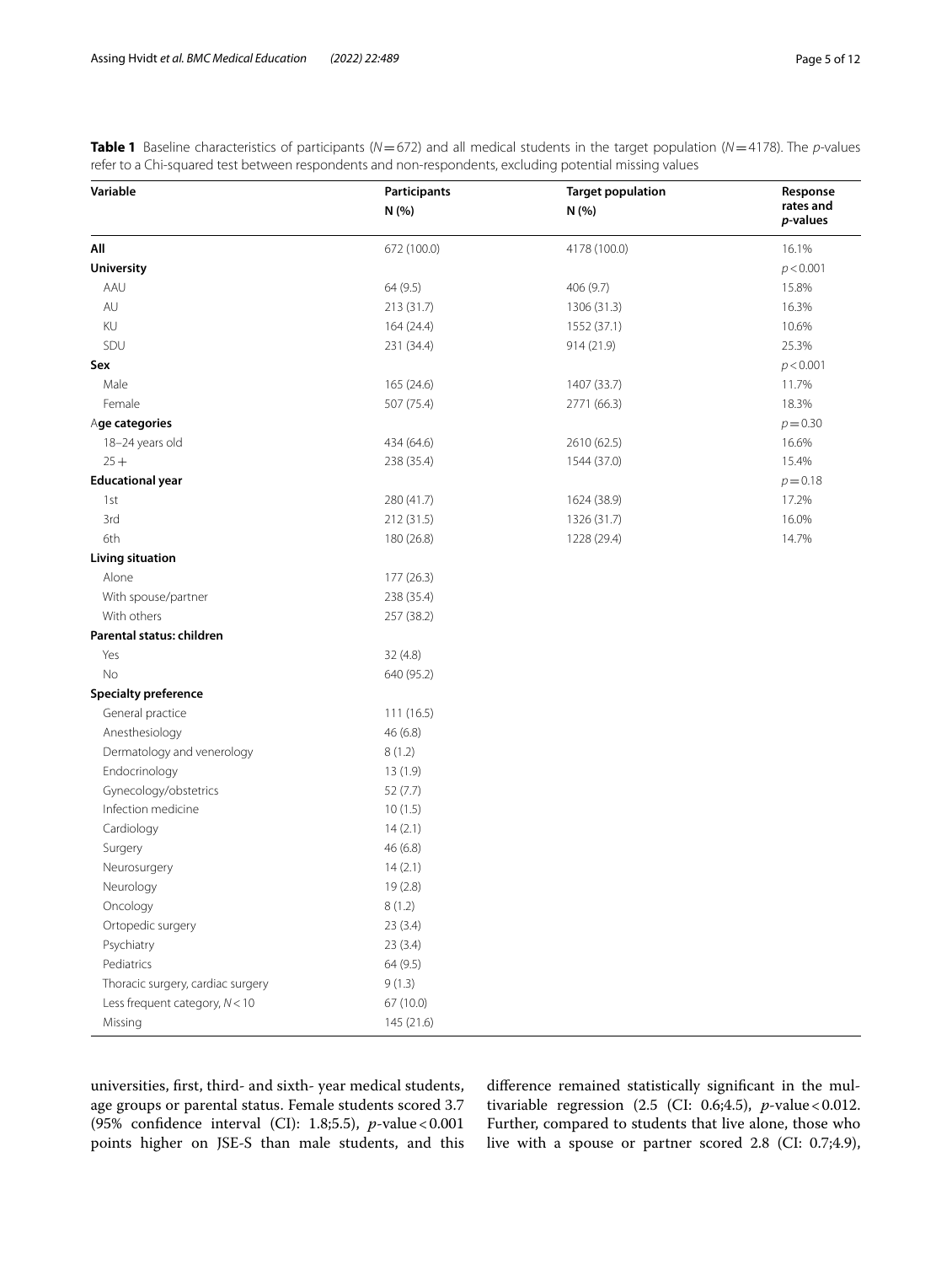**Table 1** Baseline characteristics of participants ($N=672$) and all medical students in the target population ($N=4178$). The *p*-values refer to a Chi-squared test between respondents and non-respondents, excluding potential missing values

| Variable | Participants N (%) | Target population N (%) | Response rates and *p*-values |
|---|---|---|---|
| **All** | 672 (100.0) | 4178 (100.0) | 16.1% |
| **University** | | | $p<0.001$ |
| AAU | 64 (9.5) | 406 (9.7) | 15.8% |
| AU | 213 (31.7) | 1306 (31.3) | 16.3% |
| KU | 164 (24.4) | 1552 (37.1) | 10.6% |
| SDU | 231 (34.4) | 914 (21.9) | 25.3% |
| **Sex** | | | $p<0.001$ |
| Male | 165 (24.6) | 1407 (33.7) | 11.7% |
| Female | 507 (75.4) | 2771 (66.3) | 18.3% |
| **Age categories** | | | $p=0.30$ |
| 18–24 years old | 434 (64.6) | 2610 (62.5) | 16.6% |
| 25+ | 238 (35.4) | 1544 (37.0) | 15.4% |
| **Educational year** | | | $p=0.18$ |
| 1st | 280 (41.7) | 1624 (38.9) | 17.2% |
| 3rd | 212 (31.5) | 1326 (31.7) | 16.0% |
| 6th | 180 (26.8) | 1228 (29.4) | 14.7% |
| **Living situation** | | | |
| Alone | 177 (26.3) | | |
| With spouse/partner | 238 (35.4) | | |
| With others | 257 (38.2) | | |
| **Parental status: children** | | | |
| Yes | 32 (4.8) | | |
| No | 640 (95.2) | | |
| **Specialty preference** | | | |
| General practice | 111 (16.5) | | |
| Anesthesiology | 46 (6.8) | | |
| Dermatology and venerology | 8 (1.2) | | |
| Endocrinology | 13 (1.9) | | |
| Gynecology/obstetrics | 52 (7.7) | | |
| Infection medicine | 10 (1.5) | | |
| Cardiology | 14 (2.1) | | |
| Surgery | 46 (6.8) | | |
| Neurosurgery | 14 (2.1) | | |
| Neurology | 19 (2.8) | | |
| Oncology | 8 (1.2) | | |
| Ortopedic surgery | 23 (3.4) | | |
| Psychiatry | 23 (3.4) | | |
| Pediatrics | 64 (9.5) | | |
| Thoracic surgery, cardiac surgery | 9 (1.3) | | |
| Less frequent category, $N<10$ | 67 (10.0) | | |
| Missing | 145 (21.6) | | |

universities, first, third- and sixth- year medical students, age groups or parental status. Female students scored 3.7 (95% confidence interval (CI): 1.8;5.5), $p$-value $<0.001$ points higher on JSE-S than male students, and this difference remained statistically significant in the multivariable regression (2.5 (CI: 0.6;4.5), $p$-value $<0.012$. Further, compared to students that live alone, those who live with a spouse or partner scored 2.8 (CI: 0.7;4.9),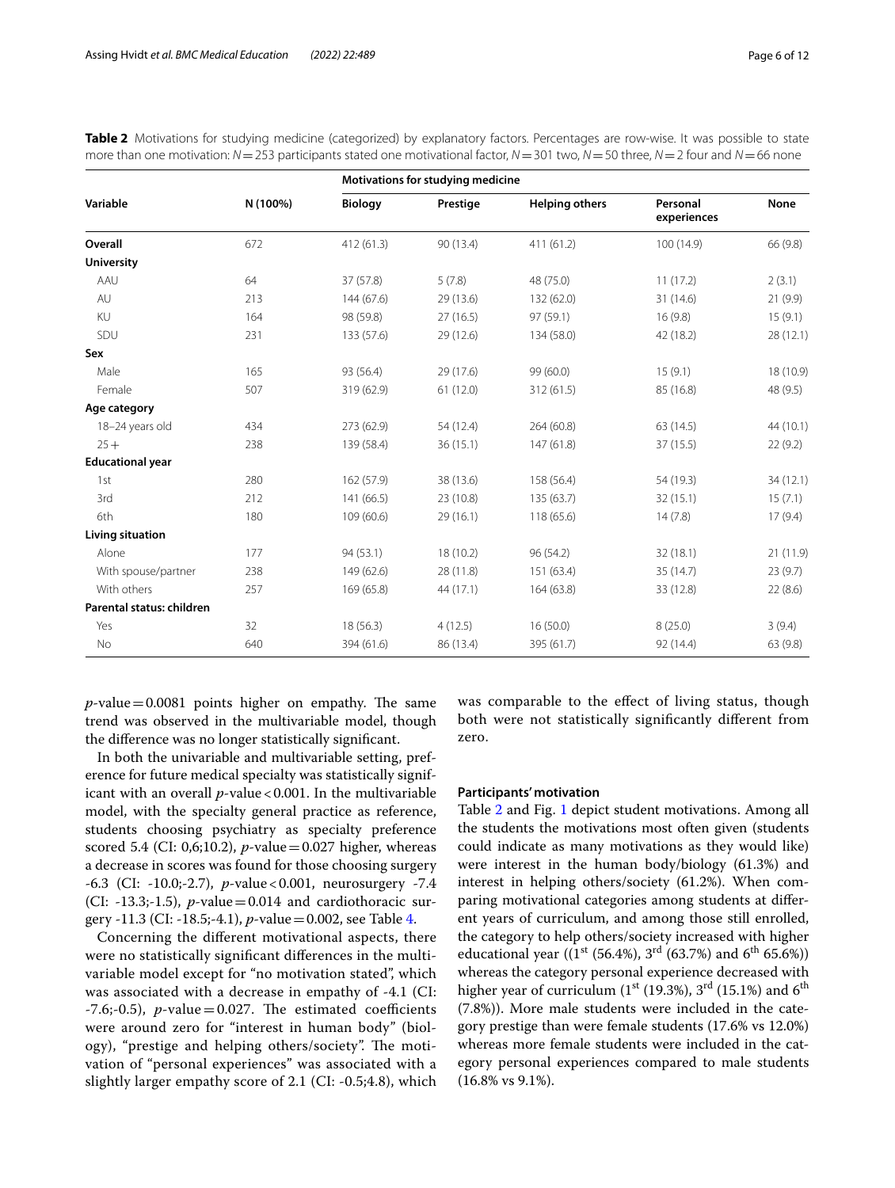**Table 2** Motivations for studying medicine (categorized) by explanatory factors. Percentages are row-wise. It was possible to state more than one motivation: $N = 253$ participants stated one motivational factor, $N = 301$ two, $N = 50$ three, $N = 2$ four and $N = 66$ none

| Variable | N (100%) | Motivations for studying medicine | | | | |
|---|---|---|---|---|---|---|
| | | **Biology** | **Prestige** | **Helping others** | **Personal experiences** | **None** |
| **Overall** | 672 | 412 (61.3) | 90 (13.4) | 411 (61.2) | 100 (14.9) | 66 (9.8) |
| **University** | | | | | | |
| AAU | 64 | 37 (57.8) | 5 (7.8) | 48 (75.0) | 11 (17.2) | 2 (3.1) |
| AU | 213 | 144 (67.6) | 29 (13.6) | 132 (62.0) | 31 (14.6) | 21 (9.9) |
| KU | 164 | 98 (59.8) | 27 (16.5) | 97 (59.1) | 16 (9.8) | 15 (9.1) |
| SDU | 231 | 133 (57.6) | 29 (12.6) | 134 (58.0) | 42 (18.2) | 28 (12.1) |
| **Sex** | | | | | | |
| Male | 165 | 93 (56.4) | 29 (17.6) | 99 (60.0) | 15 (9.1) | 18 (10.9) |
| Female | 507 | 319 (62.9) | 61 (12.0) | 312 (61.5) | 85 (16.8) | 48 (9.5) |
| **Age category** | | | | | | |
| 18–24 years old | 434 | 273 (62.9) | 54 (12.4) | 264 (60.8) | 63 (14.5) | 44 (10.1) |
| 25+ | 238 | 139 (58.4) | 36 (15.1) | 147 (61.8) | 37 (15.5) | 22 (9.2) |
| **Educational year** | | | | | | |
| 1st | 280 | 162 (57.9) | 38 (13.6) | 158 (56.4) | 54 (19.3) | 34 (12.1) |
| 3rd | 212 | 141 (66.5) | 23 (10.8) | 135 (63.7) | 32 (15.1) | 15 (7.1) |
| 6th | 180 | 109 (60.6) | 29 (16.1) | 118 (65.6) | 14 (7.8) | 17 (9.4) |
| **Living situation** | | | | | | |
| Alone | 177 | 94 (53.1) | 18 (10.2) | 96 (54.2) | 32 (18.1) | 21 (11.9) |
| With spouse/partner | 238 | 149 (62.6) | 28 (11.8) | 151 (63.4) | 35 (14.7) | 23 (9.7) |
| With others | 257 | 169 (65.8) | 44 (17.1) | 164 (63.8) | 33 (12.8) | 22 (8.6) |
| **Parental status: children** | | | | | | |
| Yes | 32 | 18 (56.3) | 4 (12.5) | 16 (50.0) | 8 (25.0) | 3 (9.4) |
| No | 640 | 394 (61.6) | 86 (13.4) | 395 (61.7) | 92 (14.4) | 63 (9.8) |

$p$-value = 0.0081 points higher on empathy. The same trend was observed in the multivariable model, though the difference was no longer statistically significant.

In both the univariable and multivariable setting, preference for future medical specialty was statistically significant with an overall $p$-value < 0.001. In the multivariable model, with the specialty general practice as reference, students choosing psychiatry as specialty preference scored 5.4 (CI: 0,6;10.2), $p$-value = 0.027 higher, whereas a decrease in scores was found for those choosing surgery -6.3 (CI: -10.0;-2.7), $p$-value < 0.001, neurosurgery -7.4 (CI: -13.3;-1.5), $p$-value = 0.014 and cardiothoracic surgery -11.3 (CI: -18.5;-4.1), $p$-value = 0.002, see Table 4.

Concerning the different motivational aspects, there were no statistically significant differences in the multivariable model except for "no motivation stated", which was associated with a decrease in empathy of -4.1 (CI: -7.6;-0.5), $p$-value = 0.027. The estimated coefficients were around zero for "interest in human body" (biology), "prestige and helping others/society". The motivation of "personal experiences" was associated with a slightly larger empathy score of 2.1 (CI: -0.5;4.8), which was comparable to the effect of living status, though both were not statistically significantly different from zero.

#### Participants' motivation

Table 2 and Fig. 1 depict student motivations. Among all the students the motivations most often given (students could indicate as many motivations as they would like) were interest in the human body/biology (61.3%) and interest in helping others/society (61.2%). When comparing motivational categories among students at different years of curriculum, and among those still enrolled, the category to help others/society increased with higher educational year ((1st (56.4%), 3rd (63.7%) and 6th 65.6%)) whereas the category personal experience decreased with higher year of curriculum (1st (19.3%), 3rd (15.1%) and 6th (7.8%)). More male students were included in the category prestige than were female students (17.6% vs 12.0%) whereas more female students were included in the category personal experiences compared to male students (16.8% vs 9.1%).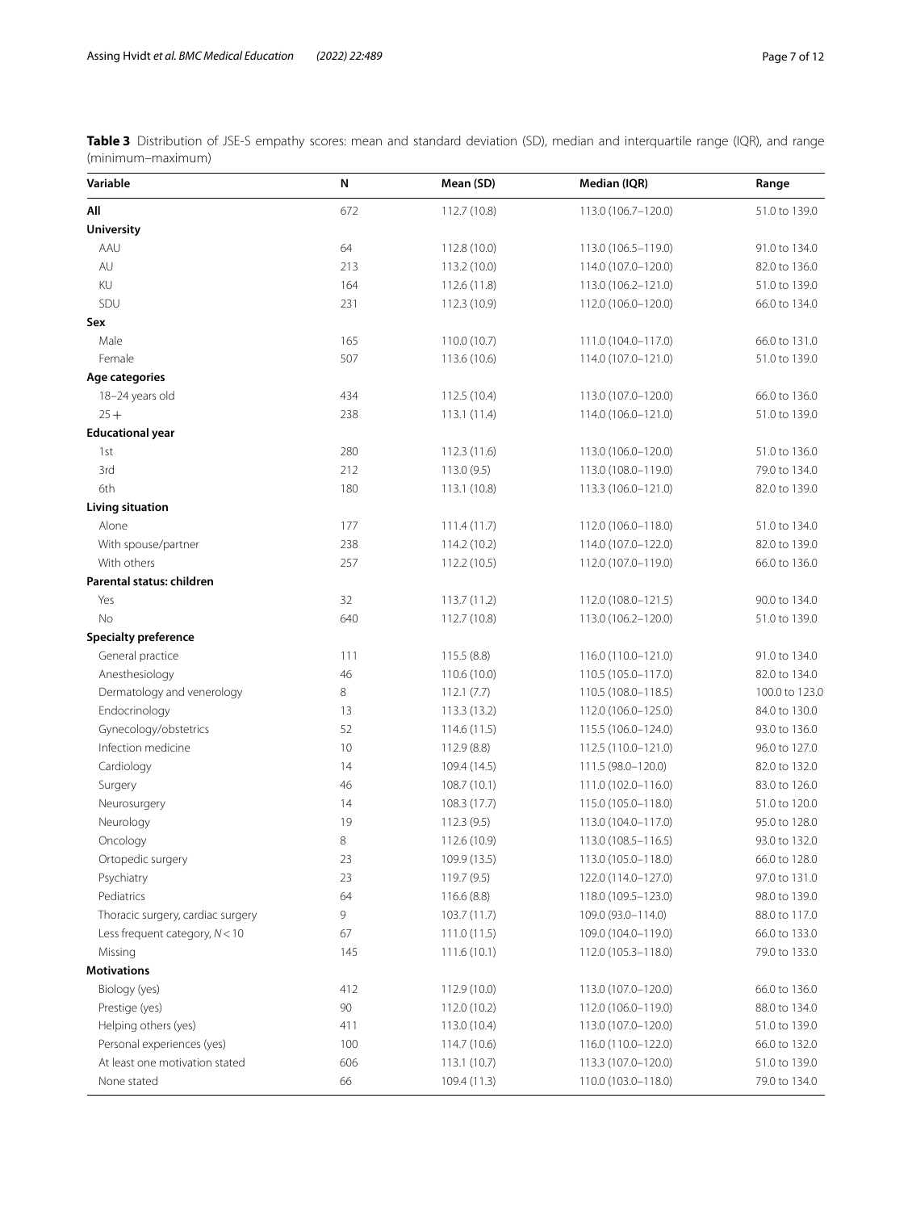**Table 3** Distribution of JSE-S empathy scores: mean and standard deviation (SD), median and interquartile range (IQR), and range (minimum–maximum)

| Variable | N | Mean (SD) | Median (IQR) | Range |
|---|---|---|---|---|
| **All** | 672 | 112.7 (10.8) | 113.0 (106.7–120.0) | 51.0 to 139.0 |
| **University** | | | | |
| AAU | 64 | 112.8 (10.0) | 113.0 (106.5–119.0) | 91.0 to 134.0 |
| AU | 213 | 113.2 (10.0) | 114.0 (107.0–120.0) | 82.0 to 136.0 |
| KU | 164 | 112.6 (11.8) | 113.0 (106.2–121.0) | 51.0 to 139.0 |
| SDU | 231 | 112.3 (10.9) | 112.0 (106.0–120.0) | 66.0 to 134.0 |
| **Sex** | | | | |
| Male | 165 | 110.0 (10.7) | 111.0 (104.0–117.0) | 66.0 to 131.0 |
| Female | 507 | 113.6 (10.6) | 114.0 (107.0–121.0) | 51.0 to 139.0 |
| **Age categories** | | | | |
| 18–24 years old | 434 | 112.5 (10.4) | 113.0 (107.0–120.0) | 66.0 to 136.0 |
| 25+ | 238 | 113.1 (11.4) | 114.0 (106.0–121.0) | 51.0 to 139.0 |
| **Educational year** | | | | |
| 1st | 280 | 112.3 (11.6) | 113.0 (106.0–120.0) | 51.0 to 136.0 |
| 3rd | 212 | 113.0 (9.5) | 113.0 (108.0–119.0) | 79.0 to 134.0 |
| 6th | 180 | 113.1 (10.8) | 113.3 (106.0–121.0) | 82.0 to 139.0 |
| **Living situation** | | | | |
| Alone | 177 | 111.4 (11.7) | 112.0 (106.0–118.0) | 51.0 to 134.0 |
| With spouse/partner | 238 | 114.2 (10.2) | 114.0 (107.0–122.0) | 82.0 to 139.0 |
| With others | 257 | 112.2 (10.5) | 112.0 (107.0–119.0) | 66.0 to 136.0 |
| **Parental status: children** | | | | |
| Yes | 32 | 113.7 (11.2) | 112.0 (108.0–121.5) | 90.0 to 134.0 |
| No | 640 | 112.7 (10.8) | 113.0 (106.2–120.0) | 51.0 to 139.0 |
| **Specialty preference** | | | | |
| General practice | 111 | 115.5 (8.8) | 116.0 (110.0–121.0) | 91.0 to 134.0 |
| Anesthesiology | 46 | 110.6 (10.0) | 110.5 (105.0–117.0) | 82.0 to 134.0 |
| Dermatology and venerology | 8 | 112.1 (7.7) | 110.5 (108.0–118.5) | 100.0 to 123.0 |
| Endocrinology | 13 | 113.3 (13.2) | 112.0 (106.0–125.0) | 84.0 to 130.0 |
| Gynecology/obstetrics | 52 | 114.6 (11.5) | 115.5 (106.0–124.0) | 93.0 to 136.0 |
| Infection medicine | 10 | 112.9 (8.8) | 112.5 (110.0–121.0) | 96.0 to 127.0 |
| Cardiology | 14 | 109.4 (14.5) | 111.5 (98.0–120.0) | 82.0 to 132.0 |
| Surgery | 46 | 108.7 (10.1) | 111.0 (102.0–116.0) | 83.0 to 126.0 |
| Neurosurgery | 14 | 108.3 (17.7) | 115.0 (105.0–118.0) | 51.0 to 120.0 |
| Neurology | 19 | 112.3 (9.5) | 113.0 (104.0–117.0) | 95.0 to 128.0 |
| Oncology | 8 | 112.6 (10.9) | 113.0 (108.5–116.5) | 93.0 to 132.0 |
| Ortopedic surgery | 23 | 109.9 (13.5) | 113.0 (105.0–118.0) | 66.0 to 128.0 |
| Psychiatry | 23 | 119.7 (9.5) | 122.0 (114.0–127.0) | 97.0 to 131.0 |
| Pediatrics | 64 | 116.6 (8.8) | 118.0 (109.5–123.0) | 98.0 to 139.0 |
| Thoracic surgery, cardiac surgery | 9 | 103.7 (11.7) | 109.0 (93.0–114.0) | 88.0 to 117.0 |
| Less frequent category, $N < 10$ | 67 | 111.0 (11.5) | 109.0 (104.0–119.0) | 66.0 to 133.0 |
| Missing | 145 | 111.6 (10.1) | 112.0 (105.3–118.0) | 79.0 to 133.0 |
| **Motivations** | | | | |
| Biology (yes) | 412 | 112.9 (10.0) | 113.0 (107.0–120.0) | 66.0 to 136.0 |
| Prestige (yes) | 90 | 112.0 (10.2) | 112.0 (106.0–119.0) | 88.0 to 134.0 |
| Helping others (yes) | 411 | 113.0 (10.4) | 113.0 (107.0–120.0) | 51.0 to 139.0 |
| Personal experiences (yes) | 100 | 114.7 (10.6) | 116.0 (110.0–122.0) | 66.0 to 132.0 |
| At least one motivation stated | 606 | 113.1 (10.7) | 113.3 (107.0–120.0) | 51.0 to 139.0 |
| None stated | 66 | 109.4 (11.3) | 110.0 (103.0–118.0) | 79.0 to 134.0 |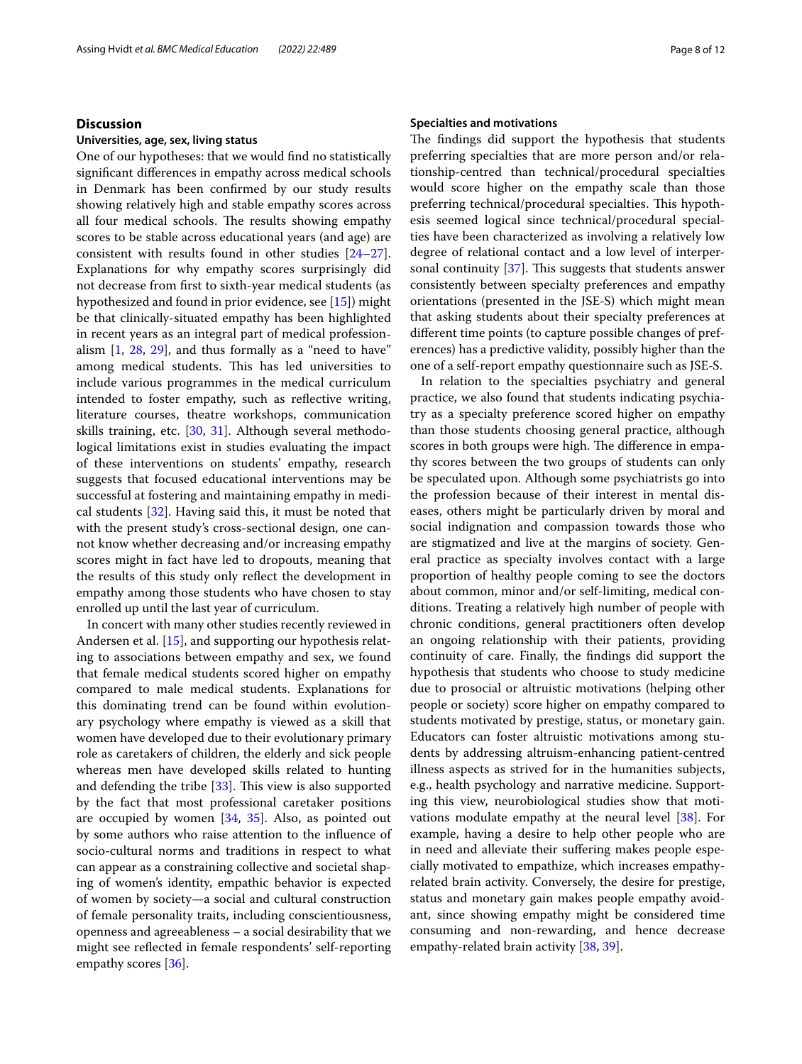## Discussion

### Universities, age, sex, living status

One of our hypotheses: that we would find no statistically significant differences in empathy across medical schools in Denmark has been confirmed by our study results showing relatively high and stable empathy scores across all four medical schools. The results showing empathy scores to be stable across educational years (and age) are consistent with results found in other studies [24–27]. Explanations for why empathy scores surprisingly did not decrease from first to sixth-year medical students (as hypothesized and found in prior evidence, see [15]) might be that clinically-situated empathy has been highlighted in recent years as an integral part of medical professionalism [1, 28, 29], and thus formally as a "need to have" among medical students. This has led universities to include various programmes in the medical curriculum intended to foster empathy, such as reflective writing, literature courses, theatre workshops, communication skills training, etc. [30, 31]. Although several methodological limitations exist in studies evaluating the impact of these interventions on students' empathy, research suggests that focused educational interventions may be successful at fostering and maintaining empathy in medical students [32]. Having said this, it must be noted that with the present study's cross-sectional design, one cannot know whether decreasing and/or increasing empathy scores might in fact have led to dropouts, meaning that the results of this study only reflect the development in empathy among those students who have chosen to stay enrolled up until the last year of curriculum.

In concert with many other studies recently reviewed in Andersen et al. [15], and supporting our hypothesis relating to associations between empathy and sex, we found that female medical students scored higher on empathy compared to male medical students. Explanations for this dominating trend can be found within evolutionary psychology where empathy is viewed as a skill that women have developed due to their evolutionary primary role as caretakers of children, the elderly and sick people whereas men have developed skills related to hunting and defending the tribe [33]. This view is also supported by the fact that most professional caretaker positions are occupied by women [34, 35]. Also, as pointed out by some authors who raise attention to the influence of socio-cultural norms and traditions in respect to what can appear as a constraining collective and societal shaping of women's identity, empathic behavior is expected of women by society—a social and cultural construction of female personality traits, including conscientiousness, openness and agreeableness – a social desirability that we might see reflected in female respondents' self-reporting empathy scores [36].

### Specialties and motivations

The findings did support the hypothesis that students preferring specialties that are more person and/or relationship-centred than technical/procedural specialties would score higher on the empathy scale than those preferring technical/procedural specialties. This hypothesis seemed logical since technical/procedural specialties have been characterized as involving a relatively low degree of relational contact and a low level of interpersonal continuity [37]. This suggests that students answer consistently between specialty preferences and empathy orientations (presented in the JSE-S) which might mean that asking students about their specialty preferences at different time points (to capture possible changes of preferences) has a predictive validity, possibly higher than the one of a self-report empathy questionnaire such as JSE-S.

In relation to the specialties psychiatry and general practice, we also found that students indicating psychiatry as a specialty preference scored higher on empathy than those students choosing general practice, although scores in both groups were high. The difference in empathy scores between the two groups of students can only be speculated upon. Although some psychiatrists go into the profession because of their interest in mental diseases, others might be particularly driven by moral and social indignation and compassion towards those who are stigmatized and live at the margins of society. General practice as specialty involves contact with a large proportion of healthy people coming to see the doctors about common, minor and/or self-limiting, medical conditions. Treating a relatively high number of people with chronic conditions, general practitioners often develop an ongoing relationship with their patients, providing continuity of care. Finally, the findings did support the hypothesis that students who choose to study medicine due to prosocial or altruistic motivations (helping other people or society) score higher on empathy compared to students motivated by prestige, status, or monetary gain. Educators can foster altruistic motivations among students by addressing altruism-enhancing patient-centred illness aspects as strived for in the humanities subjects, e.g., health psychology and narrative medicine. Supporting this view, neurobiological studies show that motivations modulate empathy at the neural level [38]. For example, having a desire to help other people who are in need and alleviate their suffering makes people especially motivated to empathize, which increases empathy-related brain activity. Conversely, the desire for prestige, status and monetary gain makes people empathy avoidant, since showing empathy might be considered time consuming and non-rewarding, and hence decrease empathy-related brain activity [38, 39].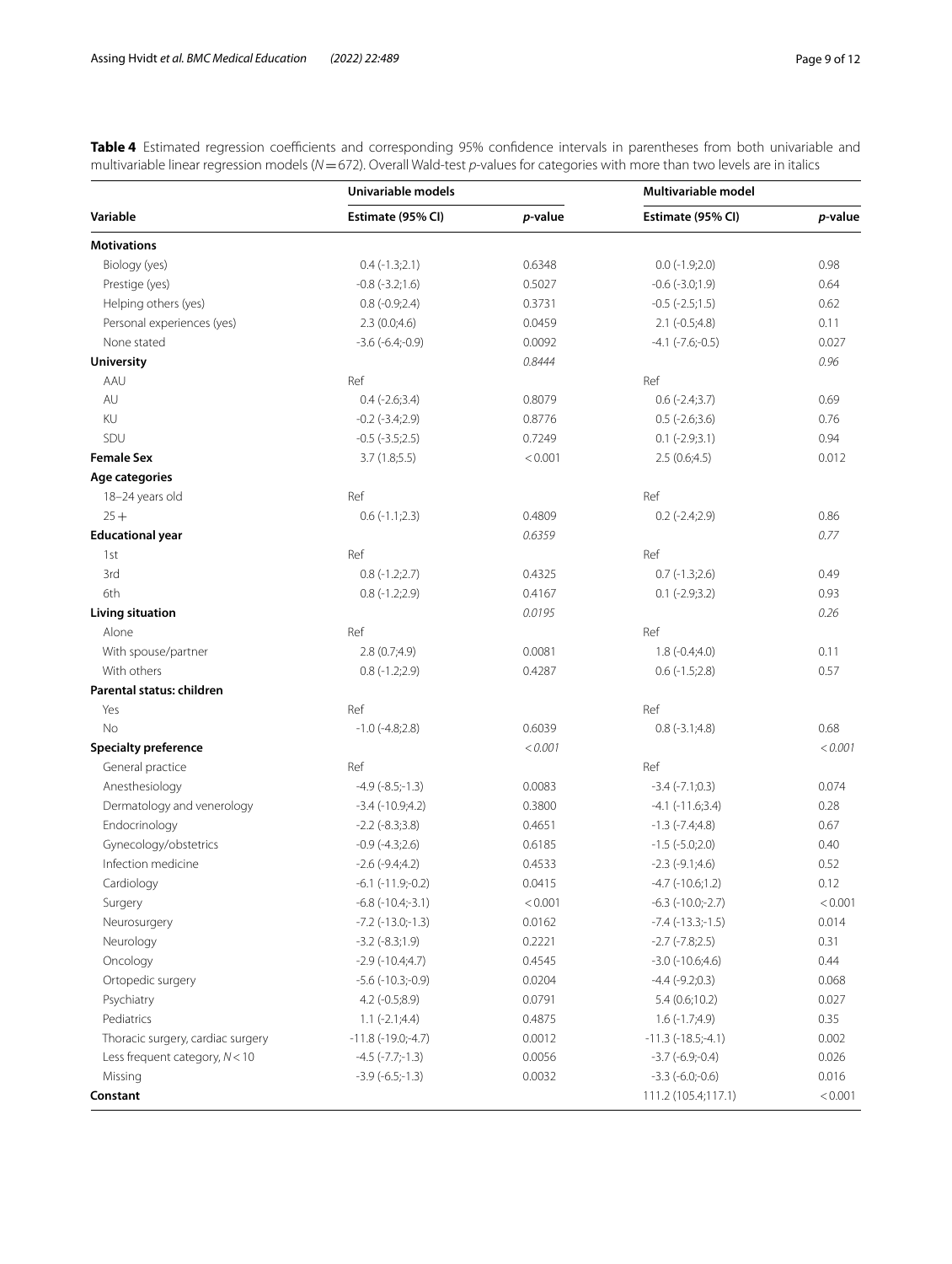**Table 4** Estimated regression coefficients and corresponding 95% confidence intervals in parentheses from both univariable and multivariable linear regression models ($N = 672$). Overall Wald-test *p*-values for categories with more than two levels are in italics

| Variable | Univariable models | | Multivariable model | |
|---|---|---|---|---|
| | Estimate (95% CI) | *p*-value | Estimate (95% CI) | *p*-value |
| **Motivations** | | | | |
| Biology (yes) | 0.4 (-1.3;2.1) | 0.6348 | 0.0 (-1.9;2.0) | 0.98 |
| Prestige (yes) | -0.8 (-3.2;1.6) | 0.5027 | -0.6 (-3.0;1.9) | 0.64 |
| Helping others (yes) | 0.8 (-0.9;2.4) | 0.3731 | -0.5 (-2.5;1.5) | 0.62 |
| Personal experiences (yes) | 2.3 (0.0;4.6) | 0.0459 | 2.1 (-0.5;4.8) | 0.11 |
| None stated | -3.6 (-6.4;-0.9) | 0.0092 | -4.1 (-7.6;-0.5) | 0.027 |
| **University** | | *0.8444* | | *0.96* |
| AAU | Ref | | Ref | |
| AU | 0.4 (-2.6;3.4) | 0.8079 | 0.6 (-2.4;3.7) | 0.69 |
| KU | -0.2 (-3.4;2.9) | 0.8776 | 0.5 (-2.6;3.6) | 0.76 |
| SDU | -0.5 (-3.5;2.5) | 0.7249 | 0.1 (-2.9;3.1) | 0.94 |
| **Female Sex** | 3.7 (1.8;5.5) | < 0.001 | 2.5 (0.6;4.5) | 0.012 |
| **Age categories** | | | | |
| 18–24 years old | Ref | | Ref | |
| 25 + | 0.6 (-1.1;2.3) | 0.4809 | 0.2 (-2.4;2.9) | 0.86 |
| **Educational year** | | *0.6359* | | *0.77* |
| 1st | Ref | | Ref | |
| 3rd | 0.8 (-1.2;2.7) | 0.4325 | 0.7 (-1.3;2.6) | 0.49 |
| 6th | 0.8 (-1.2;2.9) | 0.4167 | 0.1 (-2.9;3.2) | 0.93 |
| **Living situation** | | *0.0195* | | *0.26* |
| Alone | Ref | | Ref | |
| With spouse/partner | 2.8 (0.7;4.9) | 0.0081 | 1.8 (-0.4;4.0) | 0.11 |
| With others | 0.8 (-1.2;2.9) | 0.4287 | 0.6 (-1.5;2.8) | 0.57 |
| **Parental status: children** | | | | |
| Yes | Ref | | Ref | |
| No | -1.0 (-4.8;2.8) | 0.6039 | 0.8 (-3.1;4.8) | 0.68 |
| **Specialty preference** | | *< 0.001* | | *< 0.001* |
| General practice | Ref | | Ref | |
| Anesthesiology | -4.9 (-8.5;-1.3) | 0.0083 | -3.4 (-7.1;0.3) | 0.074 |
| Dermatology and venerology | -3.4 (-10.9;4.2) | 0.3800 | -4.1 (-11.6;3.4) | 0.28 |
| Endocrinology | -2.2 (-8.3;3.8) | 0.4651 | -1.3 (-7.4;4.8) | 0.67 |
| Gynecology/obstetrics | -0.9 (-4.3;2.6) | 0.6185 | -1.5 (-5.0;2.0) | 0.40 |
| Infection medicine | -2.6 (-9.4;4.2) | 0.4533 | -2.3 (-9.1;4.6) | 0.52 |
| Cardiology | -6.1 (-11.9;-0.2) | 0.0415 | -4.7 (-10.6;1.2) | 0.12 |
| Surgery | -6.8 (-10.4;-3.1) | < 0.001 | -6.3 (-10.0;-2.7) | < 0.001 |
| Neurosurgery | -7.2 (-13.0;-1.3) | 0.0162 | -7.4 (-13.3;-1.5) | 0.014 |
| Neurology | -3.2 (-8.3;1.9) | 0.2221 | -2.7 (-7.8;2.5) | 0.31 |
| Oncology | -2.9 (-10.4;4.7) | 0.4545 | -3.0 (-10.6;4.6) | 0.44 |
| Ortopedic surgery | -5.6 (-10.3;-0.9) | 0.0204 | -4.4 (-9.2;0.3) | 0.068 |
| Psychiatry | 4.2 (-0.5;8.9) | 0.0791 | 5.4 (0.6;10.2) | 0.027 |
| Pediatrics | 1.1 (-2.1;4.4) | 0.4875 | 1.6 (-1.7;4.9) | 0.35 |
| Thoracic surgery, cardiac surgery | -11.8 (-19.0;-4.7) | 0.0012 | -11.3 (-18.5;-4.1) | 0.002 |
| Less frequent category, $N < 10$ | -4.5 (-7.7;-1.3) | 0.0056 | -3.7 (-6.9;-0.4) | 0.026 |
| Missing | -3.9 (-6.5;-1.3) | 0.0032 | -3.3 (-6.0;-0.6) | 0.016 |
| **Constant** | | | 111.2 (105.4;117.1) | < 0.001 |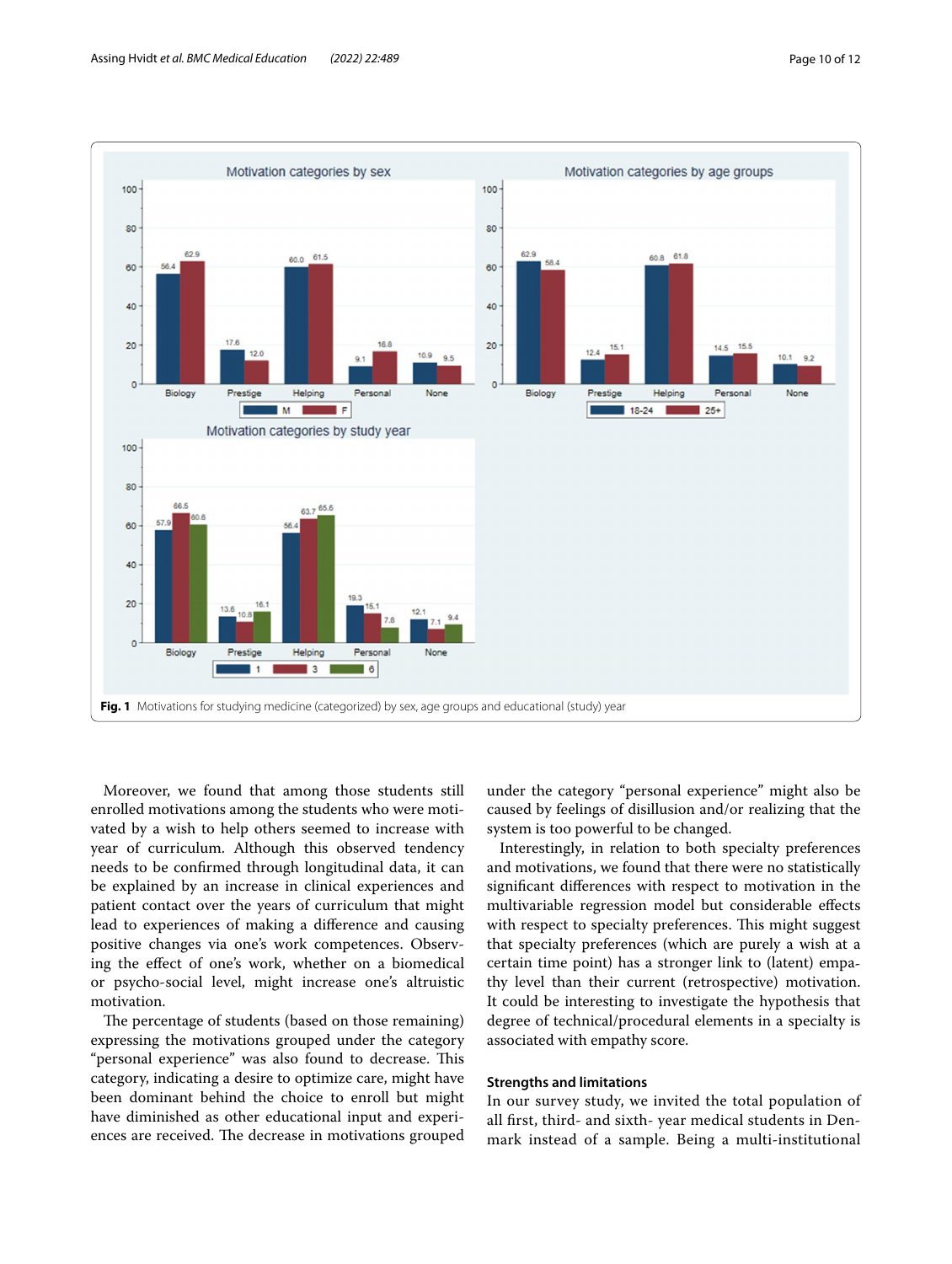Fig. 1 Motivations for studying medicine (categorized) by sex, age groups and educational (study) year

Moreover, we found that among those students still enrolled motivations among the students who were motivated by a wish to help others seemed to increase with year of curriculum. Although this observed tendency needs to be confirmed through longitudinal data, it can be explained by an increase in clinical experiences and patient contact over the years of curriculum that might lead to experiences of making a difference and causing positive changes via one's own competences. Observing the effect of one's work, whether on a biomedical or psycho-social level, might increase one's altruistic motivation.

The percentage of students (based on those remaining) expressing the motivations grouped under the category "personal experience" was also found to decrease. This category, indicating a desire to optimize care, might have been dominant behind the choice to enroll but might have diminished as other educational input and experiences are received. The decrease in motivations grouped under the category "personal experience" might also be caused by feelings of disillusion and/or realizing that the system is too powerful to be changed.

Interestingly, in relation to both specialty preferences and motivations, we found that there were no statistically significant differences with respect to motivation in the multivariable regression model but considerable effects with respect to specialty preferences. This might suggest that specialty preferences (which are purely a wish at a certain time point) has a stronger link to (latent) empathy level than their current (retrospective) motivation. It could be interesting to investigate the hypothesis that degree of technical/procedural elements in a specialty is associated with empathy score.

## Strengths and limitations

In our survey study, we invited the total population of all first, third- and sixth- year medical students in Denmark instead of a sample. Being a multi-institutional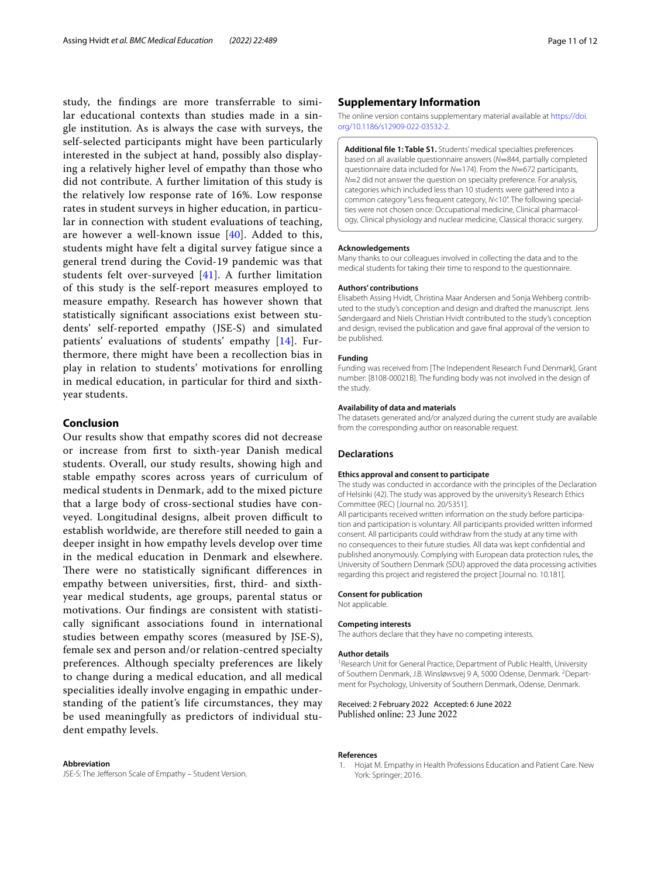study, the findings are more transferrable to similar educational contexts than studies made in a single institution. As is always the case with surveys, the self-selected participants might have been particularly interested in the subject at hand, possibly also displaying a relatively higher level of empathy than those who did not contribute. A further limitation of this study is the relatively low response rate of 16%. Low response rates in student surveys in higher education, in particular in connection with student evaluations of teaching, are however a well-known issue [40]. Added to this, students might have felt a digital survey fatigue since a general trend during the Covid-19 pandemic was that students felt over-surveyed [41]. A further limitation of this study is the self-report measures employed to measure empathy. Research has however shown that statistically significant associations exist between students' self-reported empathy (JSE-S) and simulated patients' evaluations of students' empathy [14]. Furthermore, there might have been a recollection bias in play in relation to students' motivations for enrolling in medical education, in particular for third and sixth-year students.

## Conclusion

Our results show that empathy scores did not decrease or increase from first to sixth-year Danish medical students. Overall, our study results, showing high and stable empathy scores across years of curriculum of medical students in Denmark, add to the mixed picture that a large body of cross-sectional studies have conveyed. Longitudinal designs, albeit proven difficult to establish worldwide, are therefore still needed to gain a deeper insight in how empathy levels develop over time in the medical education in Denmark and elsewhere. There were no statistically significant differences in empathy between universities, first, third- and sixth-year medical students, age groups, parental status or motivations. Our findings are consistent with statistically significant associations found in international studies between empathy scores (measured by JSE-S), female sex and person and/or relation-centred specialty preferences. Although specialty preferences are likely to change during a medical education, and all medical specialities ideally involve engaging in empathic understanding of the patient's life circumstances, they may be used meaningfully as predictors of individual student empathy levels.

#### Abbreviation

JSE-S: The Jefferson Scale of Empathy – Student Version.

## Supplementary Information

The online version contains supplementary material available at https://doi.org/10.1186/s12909-022-03532-2.

**Additional file 1: Table S1.** Students' medical specialties preferences based on all available questionnaire answers (*N*=844, partially completed questionnaire data included for *N*=174). From the *N*=672 participants, *N*=2 did not answer the question on specialty preference. For analysis, categories which included less than 10 students were gathered into a common category "Less frequent category, *N*<10". The following specialties were not chosen once: Occupational medicine, Clinical pharmacology, Clinical physiology and nuclear medicine, Classical thoracic surgery.

#### Acknowledgements

Many thanks to our colleagues involved in collecting the data and to the medical students for taking their time to respond to the questionnaire.

#### Authors' contributions

Elisabeth Assing Hvidt, Christina Maar Andersen and Sonja Wehberg contributed to the study's conception and design and drafted the manuscript. Jens Søndergaard and Niels Christian Hvidt contributed to the study's conception and design, revised the publication and gave final approval of the version to be published.

#### Funding

Funding was received from [The Independent Research Fund Denmark], Grant number: [8108-00021B]. The funding body was not involved in the design of the study.

#### Availability of data and materials

The datasets generated and/or analyzed during the current study are available from the corresponding author on reasonable request.

## Declarations

#### Ethics approval and consent to participate

The study was conducted in accordance with the principles of the Declaration of Helsinki (42). The study was approved by the university's Research Ethics Committee (REC) [Journal no. 20/5351].

All participants received written information on the study before participation and participation is voluntary. All participants provided written informed consent. All participants could withdraw from the study at any time with no consequences to their future studies. All data was kept confidential and published anonymously. Complying with European data protection rules, the University of Southern Denmark (SDU) approved the data processing activities regarding this project and registered the project [Journal no. 10.181].

#### Consent for publication

Not applicable.

#### Competing interests

The authors declare that they have no competing interests.

#### Author details

[1] Research Unit for General Practice, Department of Public Health, University of Southern Denmark, J.B. Winsløwsvej 9 A, 5000 Odense, Denmark. [2] Department for Psychology, University of Southern Denmark, Odense, Denmark.

Received: 2 February 2022 Accepted: 6 June 2022
Published online: 23 June 2022

#### References

1. Hojat M. Empathy in Health Professions Education and Patient Care. New York: Springer; 2016.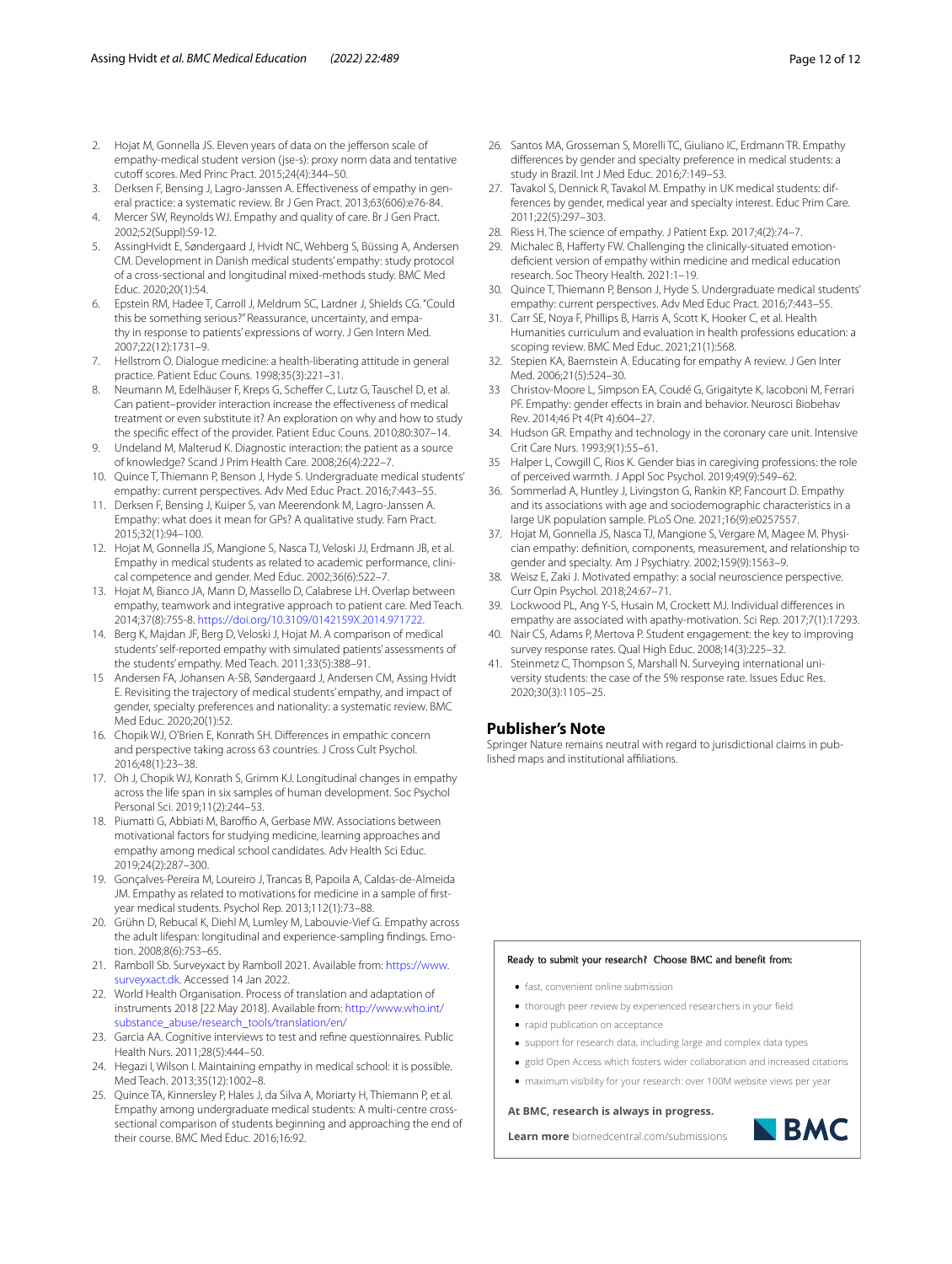2. Hojat M, Gonnella JS. Eleven years of data on the jefferson scale of empathy-medical student version (jse-s): proxy norm data and tentative cutoff scores. Med Princ Pract. 2015;24(4):344–50.
3. Derksen F, Bensing J, Lagro-Janssen A. Effectiveness of empathy in general practice: a systematic review. Br J Gen Pract. 2013;63(606):e76-84.
4. Mercer SW, Reynolds WJ. Empathy and quality of care. Br J Gen Pract. 2002;52(Suppl):S9-12.
5. AssingHvidt E, Søndergaard J, Hvidt NC, Wehberg S, Büssing A, Andersen CM. Development in Danish medical students' empathy: study protocol of a cross-sectional and longitudinal mixed-methods study. BMC Med Educ. 2020;20(1):54.
6. Epstein RM, Hadee T, Carroll J, Meldrum SC, Lardner J, Shields CG. "Could this be something serious?" Reassurance, uncertainty, and empathy in response to patients' expressions of worry. J Gen Intern Med. 2007;22(12):1731–9.
7. Hellstrom O. Dialogue medicine: a health-liberating attitude in general practice. Patient Educ Couns. 1998;35(3):221–31.
8. Neumann M, Edelhäuser F, Kreps G, Scheffer C, Lutz G, Tauschel D, et al. Can patient–provider interaction increase the effectiveness of medical treatment or even substitute it? An exploration on why and how to study the specific effect of the provider. Patient Educ Couns. 2010;80:307–14.
9. Undeland M, Malterud K. Diagnostic interaction: the patient as a source of knowledge? Scand J Prim Health Care. 2008;26(4):222–7.
10. Quince T, Thiemann P, Benson J, Hyde S. Undergraduate medical students' empathy: current perspectives. Adv Med Educ Pract. 2016;7:443–55.
11. Derksen F, Bensing J, Kuiper S, van Meerendonk M, Lagro-Janssen A. Empathy: what does it mean for GPs? A qualitative study. Fam Pract. 2015;32(1):94–100.
12. Hojat M, Gonnella JS, Mangione S, Nasca TJ, Veloski JJ, Erdmann JB, et al. Empathy in medical students as related to academic performance, clinical competence and gender. Med Educ. 2002;36(6):522–7.
13. Hojat M, Bianco JA, Mann D, Massello D, Calabrese LH. Overlap between empathy, teamwork and integrative approach to patient care. Med Teach. 2014;37(8):755-8. https://doi.org/10.3109/0142159X.2014.971722.
14. Berg K, Majdan JF, Berg D, Veloski J, Hojat M. A comparison of medical students' self-reported empathy with simulated patients' assessments of the students' empathy. Med Teach. 2011;33(5):388–91.
15. Andersen FA, Johansen A-SB, Søndergaard J, Andersen CM, Assing Hvidt E. Revisiting the trajectory of medical students' empathy, and impact of gender, specialty preferences and nationality: a systematic review. BMC Med Educ. 2020;20(1):52.
16. Chopik WJ, O'Brien E, Konrath SH. Differences in empathic concern and perspective taking across 63 countries. J Cross Cult Psychol. 2016;48(1):23–38.
17. Oh J, Chopik WJ, Konrath S, Grimm KJ. Longitudinal changes in empathy across the life span in six samples of human development. Soc Psychol Personal Sci. 2019;11(2):244–53.
18. Piumatti G, Abbiati M, Baroffio A, Gerbase MW. Associations between motivational factors for studying medicine, learning approaches and empathy among medical school candidates. Adv Health Sci Educ. 2019;24(2):287–300.
19. Gonçalves-Pereira M, Loureiro J, Trancas B, Papoila A, Caldas-de-Almeida JM. Empathy as related to motivations for medicine in a sample of first-year medical students. Psychol Rep. 2013;112(1):73–88.
20. Grühn D, Rebucal K, Diehl M, Lumley M, Labouvie-Vief G. Empathy across the adult lifespan: longitudinal and experience-sampling findings. Emotion. 2008;8(6):753–65.
21. Ramboll Sb. Surveyxact by Ramboll 2021. Available from: https://www.surveyxact.dk. Accessed 14 Jan 2022.
22. World Health Organisation. Process of translation and adaptation of instruments 2018 [22 May 2018]. Available from: http://www.who.int/substance_abuse/research_tools/translation/en/
23. Garcia AA. Cognitive interviews to test and refine questionnaires. Public Health Nurs. 2011;28(5):444–50.
24. Hegazi I, Wilson I. Maintaining empathy in medical school: it is possible. Med Teach. 2013;35(12):1002–8.
25. Quince TA, Kinnersley P, Hales J, da Silva A, Moriarty H, Thiemann P, et al. Empathy among undergraduate medical students: A multi-centre cross-sectional comparison of students beginning and approaching the end of their course. BMC Med Educ. 2016;16:92.
26. Santos MA, Grosseman S, Morelli TC, Giuliano IC, Erdmann TR. Empathy differences by gender and specialty preference in medical students: a study in Brazil. Int J Med Educ. 2016;7:149–53.
27. Tavakol S, Dennick R, Tavakol M. Empathy in UK medical students: differences by gender, medical year and specialty interest. Educ Prim Care. 2011;22(5):297–303.
28. Riess H. The science of empathy. J Patient Exp. 2017;4(2):74–7.
29. Michalec B, Hafferty FW. Challenging the clinically-situated emotion-deficient version of empathy within medicine and medical education research. Soc Theory Health. 2021:1–19.
30. Quince T, Thiemann P, Benson J, Hyde S. Undergraduate medical students' empathy: current perspectives. Adv Med Educ Pract. 2016;7:443–55.
31. Carr SE, Noya F, Phillips B, Harris A, Scott K, Hooker C, et al. Health Humanities curriculum and evaluation in health professions education: a scoping review. BMC Med Educ. 2021;21(1):568.
32. Stepien KA, Baernstein A. Educating for empathy A review. J Gen Inter Med. 2006;21(5):524–30.
33. Christov-Moore L, Simpson EA, Coudé G, Grigaityte K, Iacoboni M, Ferrari PF. Empathy: gender effects in brain and behavior. Neurosci Biobehav Rev. 2014;46 Pt 4(Pt 4):604–27.
34. Hudson GR. Empathy and technology in the coronary care unit. Intensive Crit Care Nurs. 1993;9(1):55–61.
35. Halper L, Cowgill C, Rios K. Gender bias in caregiving professions: the role of perceived warmth. J Appl Soc Psychol. 2019;49(9):549–62.
36. Sommerlad A, Huntley J, Livingston G, Rankin KP, Fancourt D. Empathy and its associations with age and sociodemographic characteristics in a large UK population sample. PLoS One. 2021;16(9):e0257557.
37. Hojat M, Gonnella JS, Nasca TJ, Mangione S, Vergare M, Magee M. Physician empathy: definition, components, measurement, and relationship to gender and specialty. Am J Psychiatry. 2002;159(9):1563–9.
38. Weisz E, Zaki J. Motivated empathy: a social neuroscience perspective. Curr Opin Psychol. 2018;24:67–71.
39. Lockwood PL, Ang Y-S, Husain M, Crockett MJ. Individual differences in empathy are associated with apathy-motivation. Sci Rep. 2017;7(1):17293.
40. Nair CS, Adams P, Mertova P. Student engagement: the key to improving survey response rates. Qual High Educ. 2008;14(3):225–32.
41. Steinmetz C, Thompson S, Marshall N. Surveying international university students: the case of the 5% response rate. Issues Educ Res. 2020;30(3):1105–25.

## Publisher's Note

Springer Nature remains neutral with regard to jurisdictional claims in published maps and institutional affiliations.

Ready to submit your research? Choose BMC and benefit from:

- fast, convenient online submission
- thorough peer review by experienced researchers in your field
- rapid publication on acceptance
- support for research data, including large and complex data types
- gold Open Access which fosters wider collaboration and increased citations
- maximum visibility for your research: over 100M website views per year

**At BMC, research is always in progress.**

**Learn more** biomedcentral.com/submissions